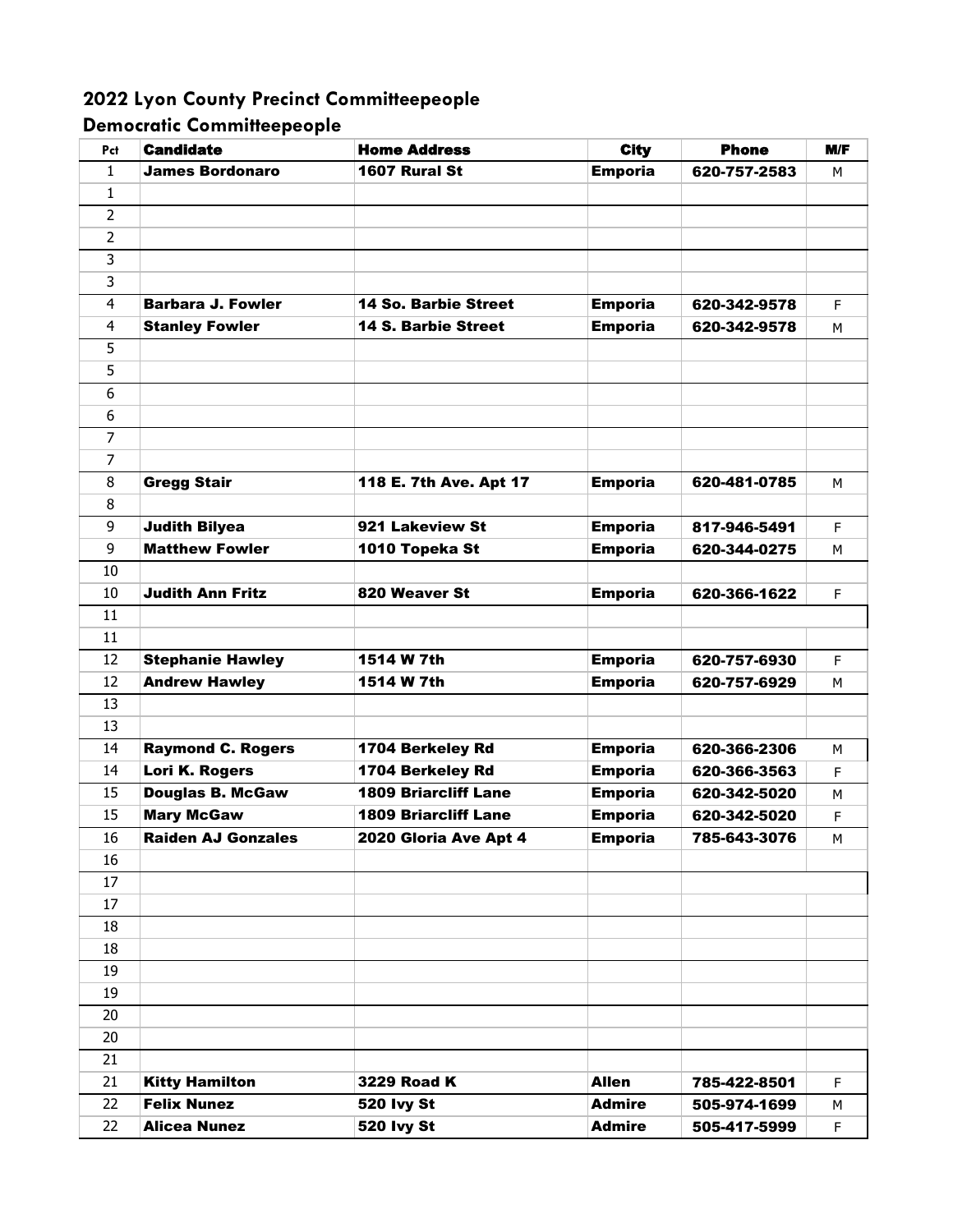## 2022 Lyon County Precinct Committeepeople

### Democratic Committeepeople

| Pct | Candidate | Home Address | City | Phone | M/F |
|---|---|---|---|---|---|
| 1 | **James Bordonaro** | **1607 Rural St** | **Emporia** | **620-757-2583** | M |
| 1 | | | | | |
| 2 | | | | | |
| 2 | | | | | |
| 3 | | | | | |
| 3 | | | | | |
| 4 | **Barbara J. Fowler** | **14 So. Barbie Street** | **Emporia** | **620-342-9578** | F |
| 4 | **Stanley Fowler** | **14 S. Barbie Street** | **Emporia** | **620-342-9578** | M |
| 5 | | | | | |
| 5 | | | | | |
| 6 | | | | | |
| 6 | | | | | |
| 7 | | | | | |
| 7 | | | | | |
| 8 | **Gregg Stair** | **118 E. 7th Ave. Apt 17** | **Emporia** | **620-481-0785** | M |
| 8 | | | | | |
| 9 | **Judith Bilyea** | **921 Lakeview St** | **Emporia** | **817-946-5491** | F |
| 9 | **Matthew Fowler** | **1010 Topeka St** | **Emporia** | **620-344-0275** | M |
| 10 | | | | | |
| 10 | **Judith Ann Fritz** | **820 Weaver St** | **Emporia** | **620-366-1622** | F |
| 11 | | | | | |
| 11 | | | | | |
| 12 | **Stephanie Hawley** | **1514 W 7th** | **Emporia** | **620-757-6930** | F |
| 12 | **Andrew Hawley** | **1514 W 7th** | **Emporia** | **620-757-6929** | M |
| 13 | | | | | |
| 13 | | | | | |
| 14 | **Raymond C. Rogers** | **1704 Berkeley Rd** | **Emporia** | **620-366-2306** | M |
| 14 | **Lori K. Rogers** | **1704 Berkeley Rd** | **Emporia** | **620-366-3563** | F |
| 15 | **Douglas B. McGaw** | **1809 Briarcliff Lane** | **Emporia** | **620-342-5020** | M |
| 15 | **Mary McGaw** | **1809 Briarcliff Lane** | **Emporia** | **620-342-5020** | F |
| 16 | **Raiden AJ Gonzales** | **2020 Gloria Ave Apt 4** | **Emporia** | **785-643-3076** | M |
| 16 | | | | | |
| 17 | | | | | |
| 17 | | | | | |
| 18 | | | | | |
| 18 | | | | | |
| 19 | | | | | |
| 19 | | | | | |
| 20 | | | | | |
| 20 | | | | | |
| 21 | | | | | |
| 21 | **Kitty Hamilton** | **3229 Road K** | **Allen** | **785-422-8501** | F |
| 22 | **Felix Nunez** | **520 Ivy St** | **Admire** | **505-974-1699** | M |
| 22 | **Alicea Nunez** | **520 Ivy St** | **Admire** | **505-417-5999** | F |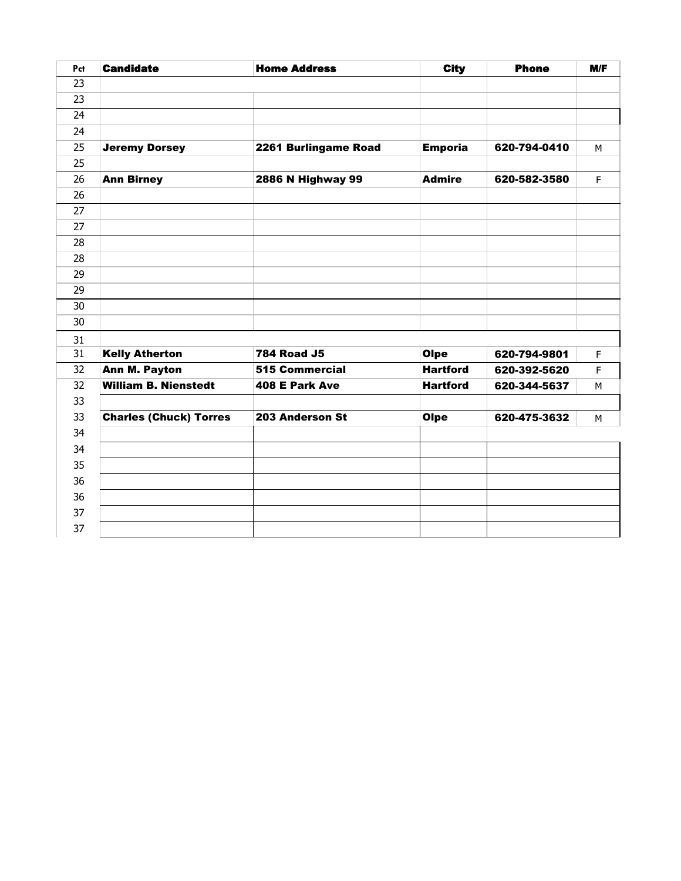| Pct | Candidate | Home Address | City | Phone | M/F |
|---|---|---|---|---|---|
| 23 | | | | | |
| 23 | | | | | |
| 24 | | | | | |
| 24 | | | | | |
| 25 | **Jeremy Dorsey** | **2261 Burlingame Road** | **Emporia** | **620-794-0410** | M |
| 25 | | | | | |
| 26 | **Ann Birney** | **2886 N Highway 99** | **Admire** | **620-582-3580** | F |
| 26 | | | | | |
| 27 | | | | | |
| 27 | | | | | |
| 28 | | | | | |
| 28 | | | | | |
| 29 | | | | | |
| 29 | | | | | |
| 30 | | | | | |
| 30 | | | | | |
| 31 | | | | | |
| 31 | **Kelly Atherton** | **784 Road J5** | **Olpe** | **620-794-9801** | F |
| 32 | **Ann M. Payton** | **515 Commercial** | **Hartford** | **620-392-5620** | F |
| 32 | **William B. Nienstedt** | **408 E Park Ave** | **Hartford** | **620-344-5637** | M |
| 33 | | | | | |
| 33 | **Charles (Chuck) Torres** | **203 Anderson St** | **Olpe** | **620-475-3632** | M |
| 34 | | | | | |
| 34 | | | | | |
| 35 | | | | | |
| 36 | | | | | |
| 36 | | | | | |
| 37 | | | | | |
| 37 | | | | | |